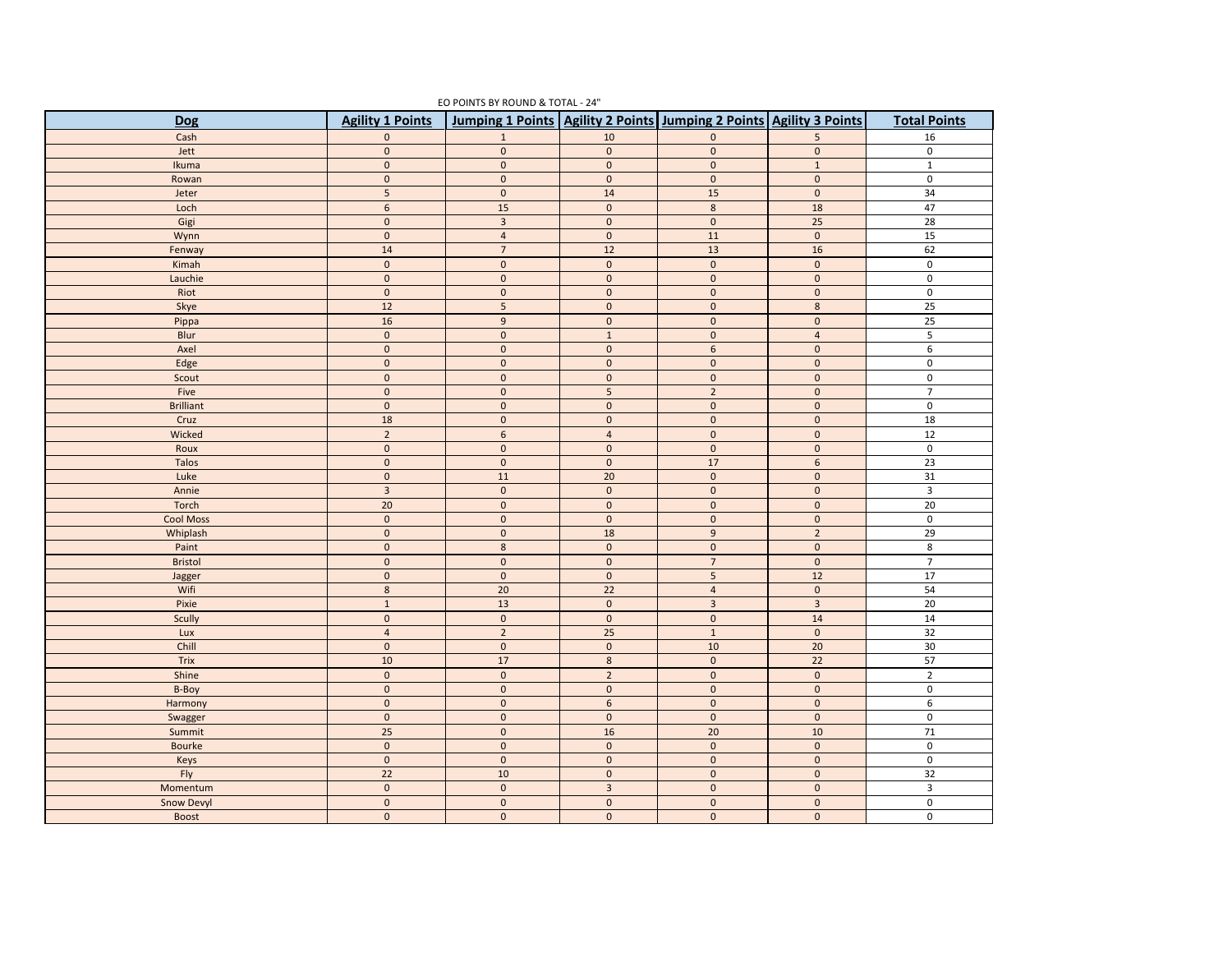EO POINTS BY ROUND & TOTAL - 24"

| Dog | Agility 1 Points | Jumping 1 Points | Agility 2 Points | Jumping 2 Points | Agility 3 Points | Total Points |
|---|---|---|---|---|---|---|
| Cash | 0 | 1 | 10 | 0 | 5 | 16 |
| Jett | 0 | 0 | 0 | 0 | 0 | 0 |
| Ikuma | 0 | 0 | 0 | 0 | 1 | 1 |
| Rowan | 0 | 0 | 0 | 0 | 0 | 0 |
| Jeter | 5 | 0 | 14 | 15 | 0 | 34 |
| Loch | 6 | 15 | 0 | 8 | 18 | 47 |
| Gigi | 0 | 3 | 0 | 0 | 25 | 28 |
| Wynn | 0 | 4 | 0 | 11 | 0 | 15 |
| Fenway | 14 | 7 | 12 | 13 | 16 | 62 |
| Kimah | 0 | 0 | 0 | 0 | 0 | 0 |
| Lauchie | 0 | 0 | 0 | 0 | 0 | 0 |
| Riot | 0 | 0 | 0 | 0 | 0 | 0 |
| Skye | 12 | 5 | 0 | 0 | 8 | 25 |
| Pippa | 16 | 9 | 0 | 0 | 0 | 25 |
| Blur | 0 | 0 | 1 | 0 | 4 | 5 |
| Axel | 0 | 0 | 0 | 6 | 0 | 6 |
| Edge | 0 | 0 | 0 | 0 | 0 | 0 |
| Scout | 0 | 0 | 0 | 0 | 0 | 0 |
| Five | 0 | 0 | 5 | 2 | 0 | 7 |
| Brilliant | 0 | 0 | 0 | 0 | 0 | 0 |
| Cruz | 18 | 0 | 0 | 0 | 0 | 18 |
| Wicked | 2 | 6 | 4 | 0 | 0 | 12 |
| Roux | 0 | 0 | 0 | 0 | 0 | 0 |
| Talos | 0 | 0 | 0 | 17 | 6 | 23 |
| Luke | 0 | 11 | 20 | 0 | 0 | 31 |
| Annie | 3 | 0 | 0 | 0 | 0 | 3 |
| Torch | 20 | 0 | 0 | 0 | 0 | 20 |
| Cool Moss | 0 | 0 | 0 | 0 | 0 | 0 |
| Whiplash | 0 | 0 | 18 | 9 | 2 | 29 |
| Paint | 0 | 8 | 0 | 0 | 0 | 8 |
| Bristol | 0 | 0 | 0 | 7 | 0 | 7 |
| Jagger | 0 | 0 | 0 | 5 | 12 | 17 |
| Wifi | 8 | 20 | 22 | 4 | 0 | 54 |
| Pixie | 1 | 13 | 0 | 3 | 3 | 20 |
| Scully | 0 | 0 | 0 | 0 | 14 | 14 |
| Lux | 4 | 2 | 25 | 1 | 0 | 32 |
| Chill | 0 | 0 | 0 | 10 | 20 | 30 |
| Trix | 10 | 17 | 8 | 0 | 22 | 57 |
| Shine | 0 | 0 | 2 | 0 | 0 | 2 |
| B-Boy | 0 | 0 | 0 | 0 | 0 | 0 |
| Harmony | 0 | 0 | 6 | 0 | 0 | 6 |
| Swagger | 0 | 0 | 0 | 0 | 0 | 0 |
| Summit | 25 | 0 | 16 | 20 | 10 | 71 |
| Bourke | 0 | 0 | 0 | 0 | 0 | 0 |
| Keys | 0 | 0 | 0 | 0 | 0 | 0 |
| Fly | 22 | 10 | 0 | 0 | 0 | 32 |
| Momentum | 0 | 0 | 3 | 0 | 0 | 3 |
| Snow Devyl | 0 | 0 | 0 | 0 | 0 | 0 |
| Boost | 0 | 0 | 0 | 0 | 0 | 0 |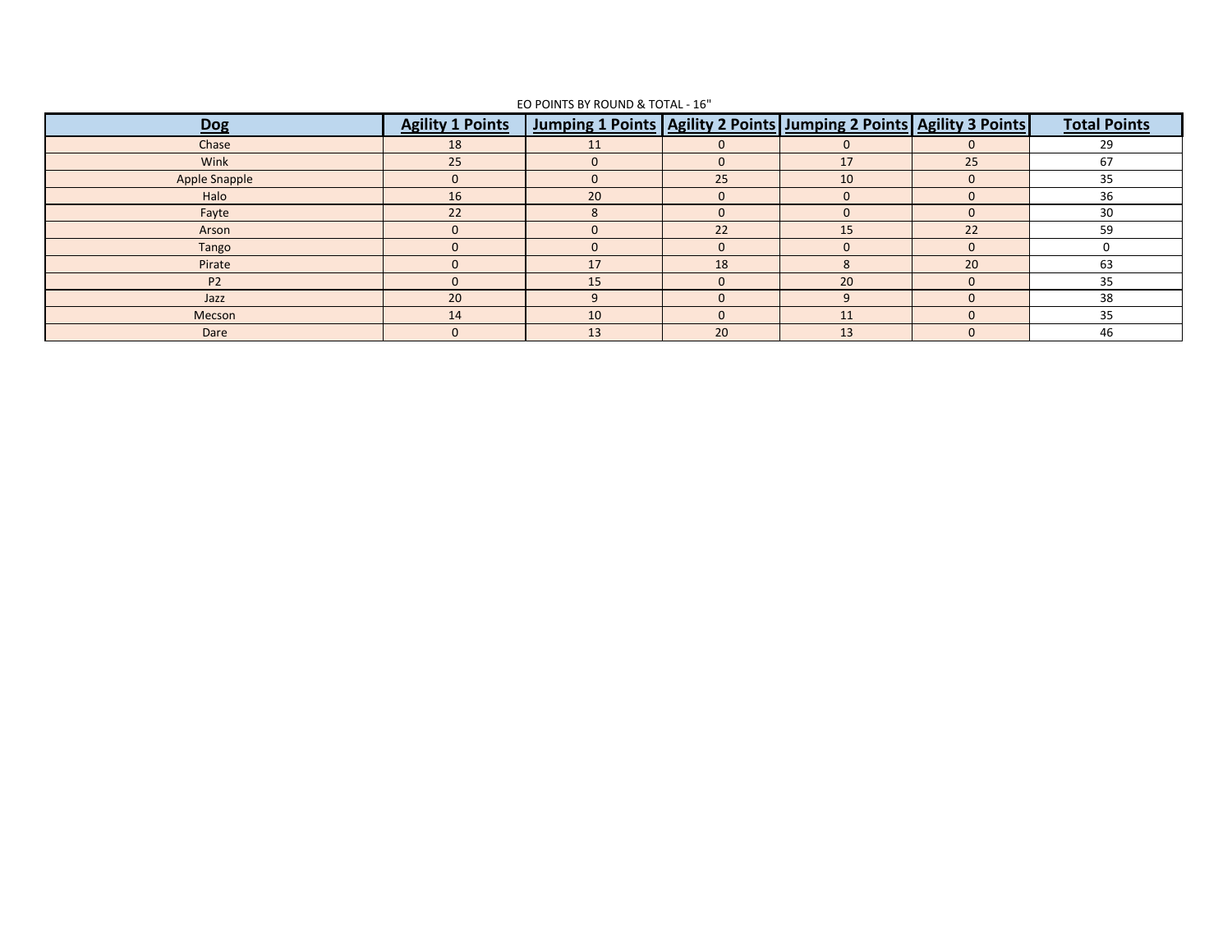EO POINTS BY ROUND & TOTAL - 16"

| Dog | Agility 1 Points | Jumping 1 Points | Agility 2 Points | Jumping 2 Points | Agility 3 Points | Total Points |
|---|---|---|---|---|---|---|
| Chase | 18 | 11 | 0 | 0 | 0 | 29 |
| Wink | 25 | 0 | 0 | 17 | 25 | 67 |
| Apple Snapple | 0 | 0 | 25 | 10 | 0 | 35 |
| Halo | 16 | 20 | 0 | 0 | 0 | 36 |
| Fayte | 22 | 8 | 0 | 0 | 0 | 30 |
| Arson | 0 | 0 | 22 | 15 | 22 | 59 |
| Tango | 0 | 0 | 0 | 0 | 0 | 0 |
| Pirate | 0 | 17 | 18 | 8 | 20 | 63 |
| P2 | 0 | 15 | 0 | 20 | 0 | 35 |
| Jazz | 20 | 9 | 0 | 9 | 0 | 38 |
| Mecson | 14 | 10 | 0 | 11 | 0 | 35 |
| Dare | 0 | 13 | 20 | 13 | 0 | 46 |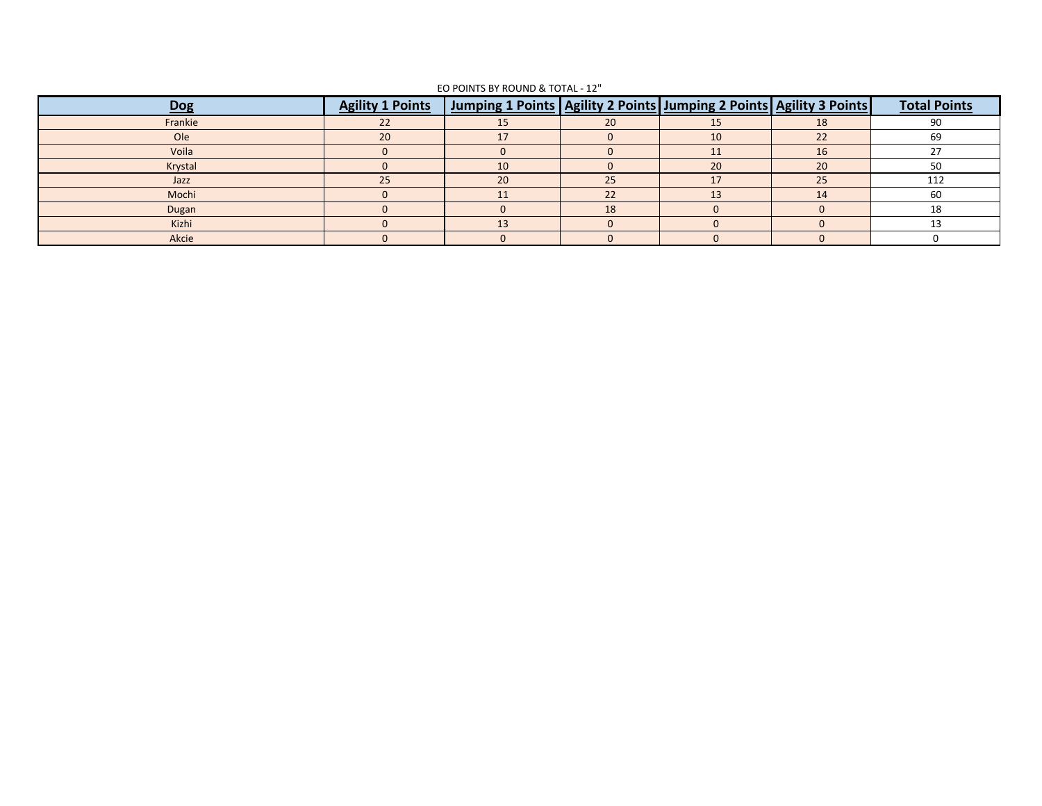EO POINTS BY ROUND & TOTAL - 12"

| Dog | Agility 1 Points | Jumping 1 Points | Agility 2 Points | Jumping 2 Points | Agility 3 Points | Total Points |
|---|---|---|---|---|---|---|
| Frankie | 22 | 15 | 20 | 15 | 18 | 90 |
| Ole | 20 | 17 | 0 | 10 | 22 | 69 |
| Voila | 0 | 0 | 0 | 11 | 16 | 27 |
| Krystal | 0 | 10 | 0 | 20 | 20 | 50 |
| Jazz | 25 | 20 | 25 | 17 | 25 | 112 |
| Mochi | 0 | 11 | 22 | 13 | 14 | 60 |
| Dugan | 0 | 0 | 18 | 0 | 0 | 18 |
| Kizhi | 0 | 13 | 0 | 0 | 0 | 13 |
| Akcie | 0 | 0 | 0 | 0 | 0 | 0 |